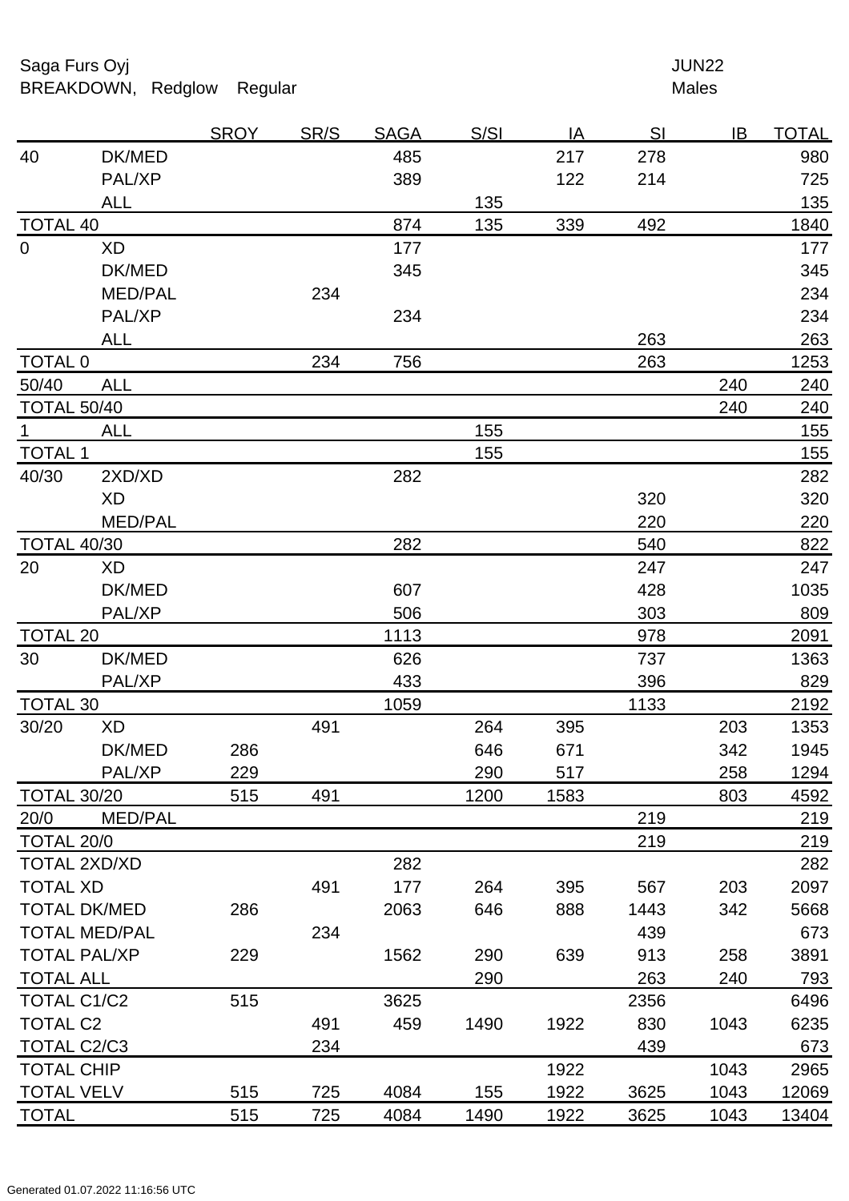Saga Furs Oyj JUN22

BREAKDOWN, Redglow Regular Males

| | | SROY | SR/S | SAGA | S/SI | IA | SI | IB | TOTAL |
|---|---|---|---|---|---|---|---|---|---|
| 40 | DK/MED | | | 485 | | 217 | 278 | | 980 |
| | PAL/XP | | | 389 | | 122 | 214 | | 725 |
| | ALL | | | | 135 | | | | 135 |
| TOTAL 40 | | | | 874 | 135 | 339 | 492 | | 1840 |
| 0 | XD | | | 177 | | | | | 177 |
| | DK/MED | | | 345 | | | | | 345 |
| | MED/PAL | | 234 | | | | | | 234 |
| | PAL/XP | | | 234 | | | | | 234 |
| | ALL | | | | | | 263 | | 263 |
| TOTAL 0 | | | 234 | 756 | | | 263 | | 1253 |
| 50/40 | ALL | | | | | | | 240 | 240 |
| TOTAL 50/40 | | | | | | | | 240 | 240 |
| 1 | ALL | | | | 155 | | | | 155 |
| TOTAL 1 | | | | | 155 | | | | 155 |
| 40/30 | 2XD/XD | | | 282 | | | | | 282 |
| | XD | | | | | | 320 | | 320 |
| | MED/PAL | | | | | | 220 | | 220 |
| TOTAL 40/30 | | | | 282 | | | 540 | | 822 |
| 20 | XD | | | | | | 247 | | 247 |
| | DK/MED | | | 607 | | | 428 | | 1035 |
| | PAL/XP | | | 506 | | | 303 | | 809 |
| TOTAL 20 | | | | 1113 | | | 978 | | 2091 |
| 30 | DK/MED | | | 626 | | | 737 | | 1363 |
| | PAL/XP | | | 433 | | | 396 | | 829 |
| TOTAL 30 | | | | 1059 | | | 1133 | | 2192 |
| 30/20 | XD | | 491 | | 264 | 395 | | 203 | 1353 |
| | DK/MED | 286 | | | 646 | 671 | | 342 | 1945 |
| | PAL/XP | 229 | | | 290 | 517 | | 258 | 1294 |
| TOTAL 30/20 | | 515 | 491 | | 1200 | 1583 | | 803 | 4592 |
| 20/0 | MED/PAL | | | | | | 219 | | 219 |
| TOTAL 20/0 | | | | | | | 219 | | 219 |
| TOTAL 2XD/XD | | | | 282 | | | | | 282 |
| TOTAL XD | | | 491 | 177 | 264 | 395 | 567 | 203 | 2097 |
| TOTAL DK/MED | | 286 | | 2063 | 646 | 888 | 1443 | 342 | 5668 |
| TOTAL MED/PAL | | | 234 | | | | 439 | | 673 |
| TOTAL PAL/XP | | 229 | | 1562 | 290 | 639 | 913 | 258 | 3891 |
| TOTAL ALL | | | | | 290 | | 263 | 240 | 793 |
| TOTAL C1/C2 | | 515 | | 3625 | | | 2356 | | 6496 |
| TOTAL C2 | | | 491 | 459 | 1490 | 1922 | 830 | 1043 | 6235 |
| TOTAL C2/C3 | | | 234 | | | | 439 | | 673 |
| TOTAL CHIP | | | | | | 1922 | | 1043 | 2965 |
| TOTAL VELV | | 515 | 725 | 4084 | 155 | 1922 | 3625 | 1043 | 12069 |
| TOTAL | | 515 | 725 | 4084 | 1490 | 1922 | 3625 | 1043 | 13404 |

Generated 01.07.2022 11:16:56 UTC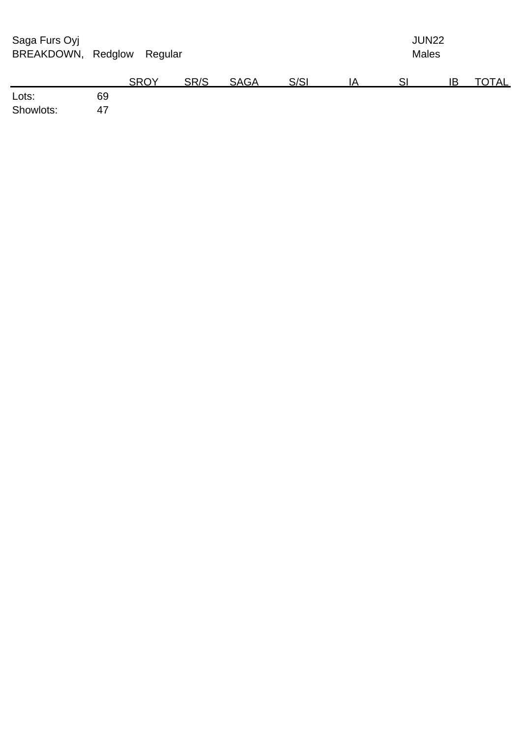Saga Furs Oyj

BREAKDOWN, Redglow Regular

JUN22

Males

| | SROY | SR/S | SAGA | S/SI | IA | SI | IB | TOTAL |
|---|---|---|---|---|---|---|---|---|
| Lots: 69 | | | | | | | | |
| Showlots: 47 | | | | | | | | |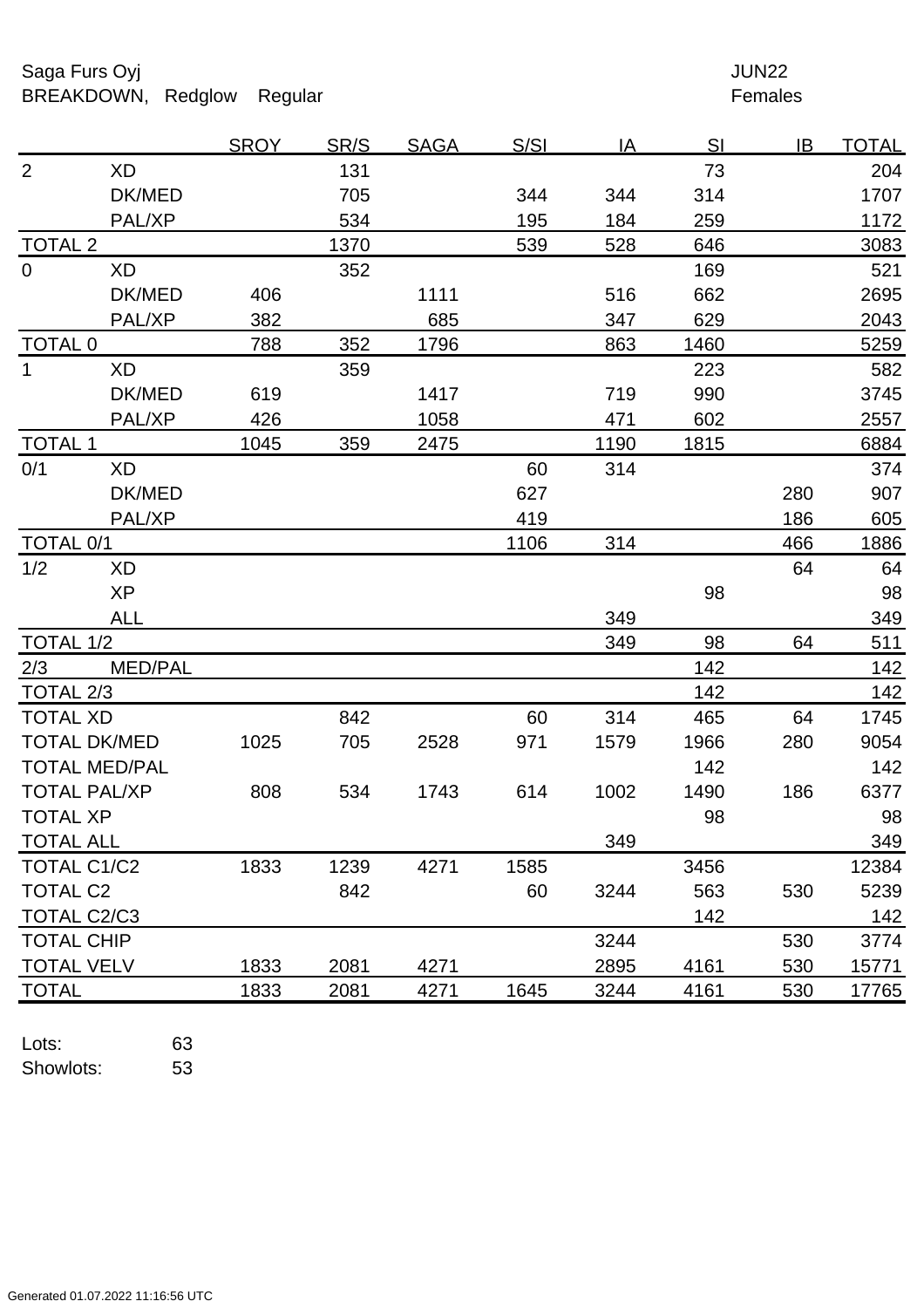Saga Furs Oyj

BREAKDOWN, Redglow Regular

JUN22

Females

| | | SROY | SR/S | SAGA | S/SI | IA | SI | IB | TOTAL |
|---|---|---|---|---|---|---|---|---|---|
| 2 | XD | | 131 | | | | 73 | | 204 |
| | DK/MED | | 705 | | 344 | 344 | 314 | | 1707 |
| | PAL/XP | | 534 | | 195 | 184 | 259 | | 1172 |
| TOTAL 2 | | | 1370 | | 539 | 528 | 646 | | 3083 |
| 0 | XD | | 352 | | | | 169 | | 521 |
| | DK/MED | 406 | | 1111 | | 516 | 662 | | 2695 |
| | PAL/XP | 382 | | 685 | | 347 | 629 | | 2043 |
| TOTAL 0 | | 788 | 352 | 1796 | | 863 | 1460 | | 5259 |
| 1 | XD | | 359 | | | | 223 | | 582 |
| | DK/MED | 619 | | 1417 | | 719 | 990 | | 3745 |
| | PAL/XP | 426 | | 1058 | | 471 | 602 | | 2557 |
| TOTAL 1 | | 1045 | 359 | 2475 | | 1190 | 1815 | | 6884 |
| 0/1 | XD | | | | 60 | 314 | | | 374 |
| | DK/MED | | | | 627 | | | 280 | 907 |
| | PAL/XP | | | | 419 | | | 186 | 605 |
| TOTAL 0/1 | | | | | 1106 | 314 | | 466 | 1886 |
| 1/2 | XD | | | | | | | 64 | 64 |
| | XP | | | | | | 98 | | 98 |
| | ALL | | | | | 349 | | | 349 |
| TOTAL 1/2 | | | | | | 349 | 98 | 64 | 511 |
| 2/3 | MED/PAL | | | | | | 142 | | 142 |
| TOTAL 2/3 | | | | | | | 142 | | 142 |
| TOTAL XD | | | 842 | | 60 | 314 | 465 | 64 | 1745 |
| TOTAL DK/MED | | 1025 | 705 | 2528 | 971 | 1579 | 1966 | 280 | 9054 |
| TOTAL MED/PAL | | | | | | | 142 | | 142 |
| TOTAL PAL/XP | | 808 | 534 | 1743 | 614 | 1002 | 1490 | 186 | 6377 |
| TOTAL XP | | | | | | | 98 | | 98 |
| TOTAL ALL | | | | | | 349 | | | 349 |
| TOTAL C1/C2 | | 1833 | 1239 | 4271 | 1585 | | 3456 | | 12384 |
| TOTAL C2 | | | 842 | | 60 | 3244 | 563 | 530 | 5239 |
| TOTAL C2/C3 | | | | | | | 142 | | 142 |
| TOTAL CHIP | | | | | | 3244 | | 530 | 3774 |
| TOTAL VELV | | 1833 | 2081 | 4271 | | 2895 | 4161 | 530 | 15771 |
| TOTAL | | 1833 | 2081 | 4271 | 1645 | 3244 | 4161 | 530 | 17765 |

Lots: 63

Showlots: 53

Generated 01.07.2022 11:16:56 UTC